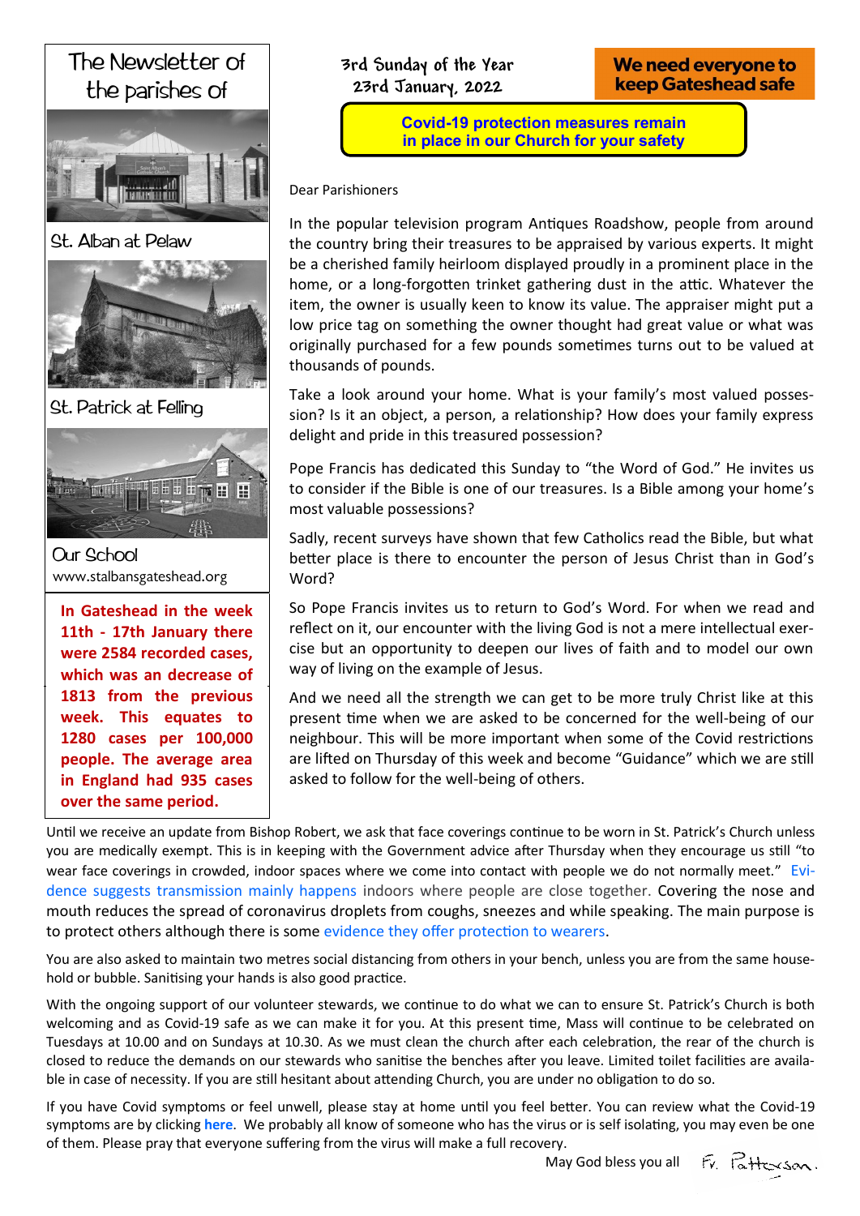# The Newsletter of the parishes of

St. Alban at Pelaw

St. Patrick at Felling

Our School

www.stalbansgateshead.org

**In Gateshead in the week 11th - 17th January there were 2584 recorded cases, which was an decrease of 1813 from the previous week. This equates to 1280 cases per 100,000 people. The average area in England had 935 cases over the same period.**

3rd Sunday of the Year
23rd January, 2022

**We need everyone to keep Gateshead safe**

**Covid-19 protection measures remain in place in our Church for your safety**

Dear Parishioners

In the popular television program Antiques Roadshow, people from around the country bring their treasures to be appraised by various experts. It might be a cherished family heirloom displayed proudly in a prominent place in the home, or a long-forgotten trinket gathering dust in the attic. Whatever the item, the owner is usually keen to know its value. The appraiser might put a low price tag on something the owner thought had great value or what was originally purchased for a few pounds sometimes turns out to be valued at thousands of pounds.

Take a look around your home. What is your family's most valued possession? Is it an object, a person, a relationship? How does your family express delight and pride in this treasured possession?

Pope Francis has dedicated this Sunday to "the Word of God." He invites us to consider if the Bible is one of our treasures. Is a Bible among your home's most valuable possessions?

Sadly, recent surveys have shown that few Catholics read the Bible, but what better place is there to encounter the person of Jesus Christ than in God's Word?

So Pope Francis invites us to return to God's Word. For when we read and reflect on it, our encounter with the living God is not a mere intellectual exercise but an opportunity to deepen our lives of faith and to model our own way of living on the example of Jesus.

And we need all the strength we can get to be more truly Christ like at this present time when we are asked to be concerned for the well-being of our neighbour. This will be more important when some of the Covid restrictions are lifted on Thursday of this week and become "Guidance" which we are still asked to follow for the well-being of others.

Until we receive an update from Bishop Robert, we ask that face coverings continue to be worn in St. Patrick's Church unless you are medically exempt. This is in keeping with the Government advice after Thursday when they encourage us still "to wear face coverings in crowded, indoor spaces where we come into contact with people we do not normally meet." Evidence suggests transmission mainly happens indoors where people are close together. Covering the nose and mouth reduces the spread of coronavirus droplets from coughs, sneezes and while speaking. The main purpose is to protect others although there is some evidence they offer protection to wearers.

You are also asked to maintain two metres social distancing from others in your bench, unless you are from the same household or bubble. Sanitising your hands is also good practice.

With the ongoing support of our volunteer stewards, we continue to do what we can to ensure St. Patrick's Church is both welcoming and as Covid-19 safe as we can make it for you. At this present time, Mass will continue to be celebrated on Tuesdays at 10.00 and on Sundays at 10.30. As we must clean the church after each celebration, the rear of the church is closed to reduce the demands on our stewards who sanitise the benches after you leave. Limited toilet facilities are available in case of necessity. If you are still hesitant about attending Church, you are under no obligation to do so.

If you have Covid symptoms or feel unwell, please stay at home until you feel better. You can review what the Covid-19 symptoms are by clicking **here**. We probably all know of someone who has the virus or is self isolating, you may even be one of them. Please pray that everyone suffering from the virus will make a full recovery.

May God bless you all Fr. Patterson.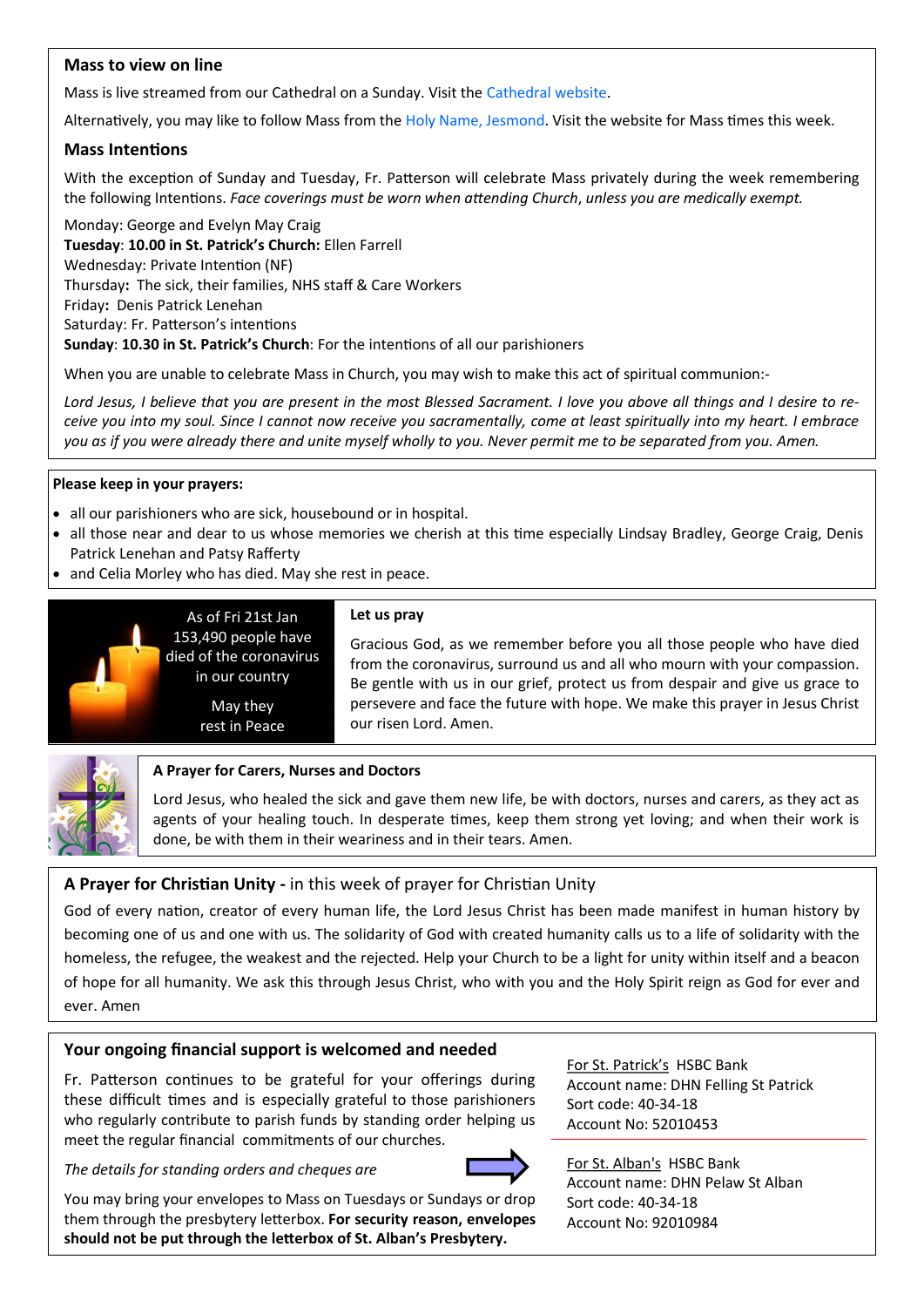## Mass to view on line

Mass is live streamed from our Cathedral on a Sunday. Visit the Cathedral website.

Alternatively, you may like to follow Mass from the Holy Name, Jesmond. Visit the website for Mass times this week.

## Mass Intentions

With the exception of Sunday and Tuesday, Fr. Patterson will celebrate Mass privately during the week remembering the following Intentions. *Face coverings must be worn when attending Church, unless you are medically exempt.*

Monday: George and Evelyn May Craig
**Tuesday**: **10.00 in St. Patrick's Church:** Ellen Farrell
Wednesday: Private Intention (NF)
Thursday**:** The sick, their families, NHS staff & Care Workers
Friday**:** Denis Patrick Lenehan
Saturday: Fr. Patterson's intentions
**Sunday**: **10.30 in St. Patrick's Church**: For the intentions of all our parishioners

When you are unable to celebrate Mass in Church, you may wish to make this act of spiritual communion:-

*Lord Jesus, I believe that you are present in the most Blessed Sacrament. I love you above all things and I desire to receive you into my soul. Since I cannot now receive you sacramentally, come at least spiritually into my heart. I embrace you as if you were already there and unite myself wholly to you. Never permit me to be separated from you. Amen.*

**Please keep in your prayers:**

- all our parishioners who are sick, housebound or in hospital.
- all those near and dear to us whose memories we cherish at this time especially Lindsay Bradley, George Craig, Denis Patrick Lenehan and Patsy Rafferty
- and Celia Morley who has died. May she rest in peace.

As of Fri 21st Jan 153,490 people have died of the coronavirus in our country

May they rest in Peace

**Let us pray**

Gracious God, as we remember before you all those people who have died from the coronavirus, surround us and all who mourn with your compassion. Be gentle with us in our grief, protect us from despair and give us grace to persevere and face the future with hope. We make this prayer in Jesus Christ our risen Lord. Amen.

**A Prayer for Carers, Nurses and Doctors**

Lord Jesus, who healed the sick and gave them new life, be with doctors, nurses and carers, as they act as agents of your healing touch. In desperate times, keep them strong yet loving; and when their work is done, be with them in their weariness and in their tears. Amen.

**A Prayer for Christian Unity -** in this week of prayer for Christian Unity

God of every nation, creator of every human life, the Lord Jesus Christ has been made manifest in human history by becoming one of us and one with us. The solidarity of God with created humanity calls us to a life of solidarity with the homeless, the refugee, the weakest and the rejected. Help your Church to be a light for unity within itself and a beacon of hope for all humanity. We ask this through Jesus Christ, who with you and the Holy Spirit reign as God for ever and ever. Amen

## Your ongoing financial support is welcomed and needed

Fr. Patterson continues to be grateful for your offerings during these difficult times and is especially grateful to those parishioners who regularly contribute to parish funds by standing order helping us meet the regular financial commitments of our churches.

*The details for standing orders and cheques are*

You may bring your envelopes to Mass on Tuesdays or Sundays or drop them through the presbytery letterbox. **For security reason, envelopes should not be put through the letterbox of St. Alban's Presbytery.**

For St. Patrick's HSBC Bank
Account name: DHN Felling St Patrick
Sort code: 40-34-18
Account No: 52010453

For St. Alban's HSBC Bank
Account name: DHN Pelaw St Alban
Sort code: 40-34-18
Account No: 92010984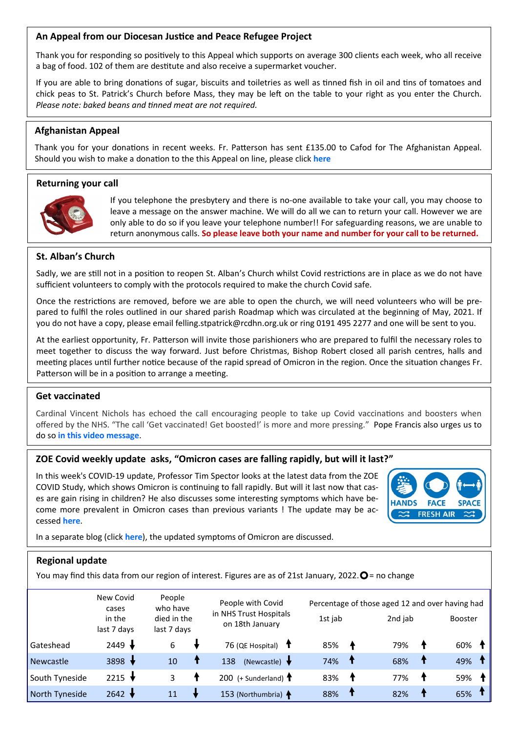## An Appeal from our Diocesan Justice and Peace Refugee Project

Thank you for responding so positively to this Appeal which supports on average 300 clients each week, who all receive a bag of food. 102 of them are destitute and also receive a supermarket voucher.

If you are able to bring donations of sugar, biscuits and toiletries as well as tinned fish in oil and tins of tomatoes and chick peas to St. Patrick's Church before Mass, they may be left on the table to your right as you enter the Church. *Please note: baked beans and tinned meat are not required.*

## Afghanistan Appeal

Thank you for your donations in recent weeks. Fr. Patterson has sent £135.00 to Cafod for The Afghanistan Appeal. Should you wish to make a donation to the this Appeal on line, please click **here**

## Returning your call

If you telephone the presbytery and there is no-one available to take your call, you may choose to leave a message on the answer machine. We will do all we can to return your call. However we are only able to do so if you leave your telephone number!! For safeguarding reasons, we are unable to return anonymous calls. **So please leave both your name and number for your call to be returned.**

## St. Alban's Church

Sadly, we are still not in a position to reopen St. Alban's Church whilst Covid restrictions are in place as we do not have sufficient volunteers to comply with the protocols required to make the church Covid safe.

Once the restrictions are removed, before we are able to open the church, we will need volunteers who will be prepared to fulfil the roles outlined in our shared parish Roadmap which was circulated at the beginning of May, 2021. If you do not have a copy, please email felling.stpatrick@rcdhn.org.uk or ring 0191 495 2277 and one will be sent to you.

At the earliest opportunity, Fr. Patterson will invite those parishioners who are prepared to fulfil the necessary roles to meet together to discuss the way forward. Just before Christmas, Bishop Robert closed all parish centres, halls and meeting places until further notice because of the rapid spread of Omicron in the region. Once the situation changes Fr. Patterson will be in a position to arrange a meeting.

## Get vaccinated

Cardinal Vincent Nichols has echoed the call encouraging people to take up Covid vaccinations and boosters when offered by the NHS. "The call 'Get vaccinated! Get boosted!' is more and more pressing." Pope Francis also urges us to do so **in this video message**.

## ZOE Covid weekly update asks, "Omicron cases are falling rapidly, but will it last?"

In this week's COVID-19 update, Professor Tim Spector looks at the latest data from the ZOE COVID Study, which shows Omicron is continuing to fall rapidly. But will it last now that cases are gain rising in children? He also discusses some interesting symptoms which have become more prevalent in Omicron cases than previous variants ! The update may be accessed **here**.

HANDS FACE SPACE
FRESH AIR

In a separate blog (click **here**), the updated symptoms of Omicron are discussed.

## Regional update

You may find this data from our region of interest. Figures are as of 21st January, 2022. ○ = no change

| | New Covid cases in the last 7 days | People who have died in the last 7 days | People with Covid in NHS Trust Hospitals on 18th January | Percentage of those aged 12 and over having had 1st jab | 2nd jab | Booster |
|---|---|---|---|---|---|---|
| Gateshead | 2449 ↓ | 6 ↓ | 76 (QE Hospital) ↑ | 85% ↑ | 79% ↑ | 60% ↑ |
| Newcastle | 3898 ↓ | 10 ↑ | 138 (Newcastle) ↓ | 74% ↑ | 68% ↑ | 49% ↑ |
| South Tyneside | 2215 ↓ | 3 ↑ | 200 (+ Sunderland) ↑ | 83% ↑ | 77% ↑ | 59% ↑ |
| North Tyneside | 2642 ↓ | 11 ↓ | 153 (Northumbria) ↑ | 88% ↑ | 82% ↑ | 65% ↑ |